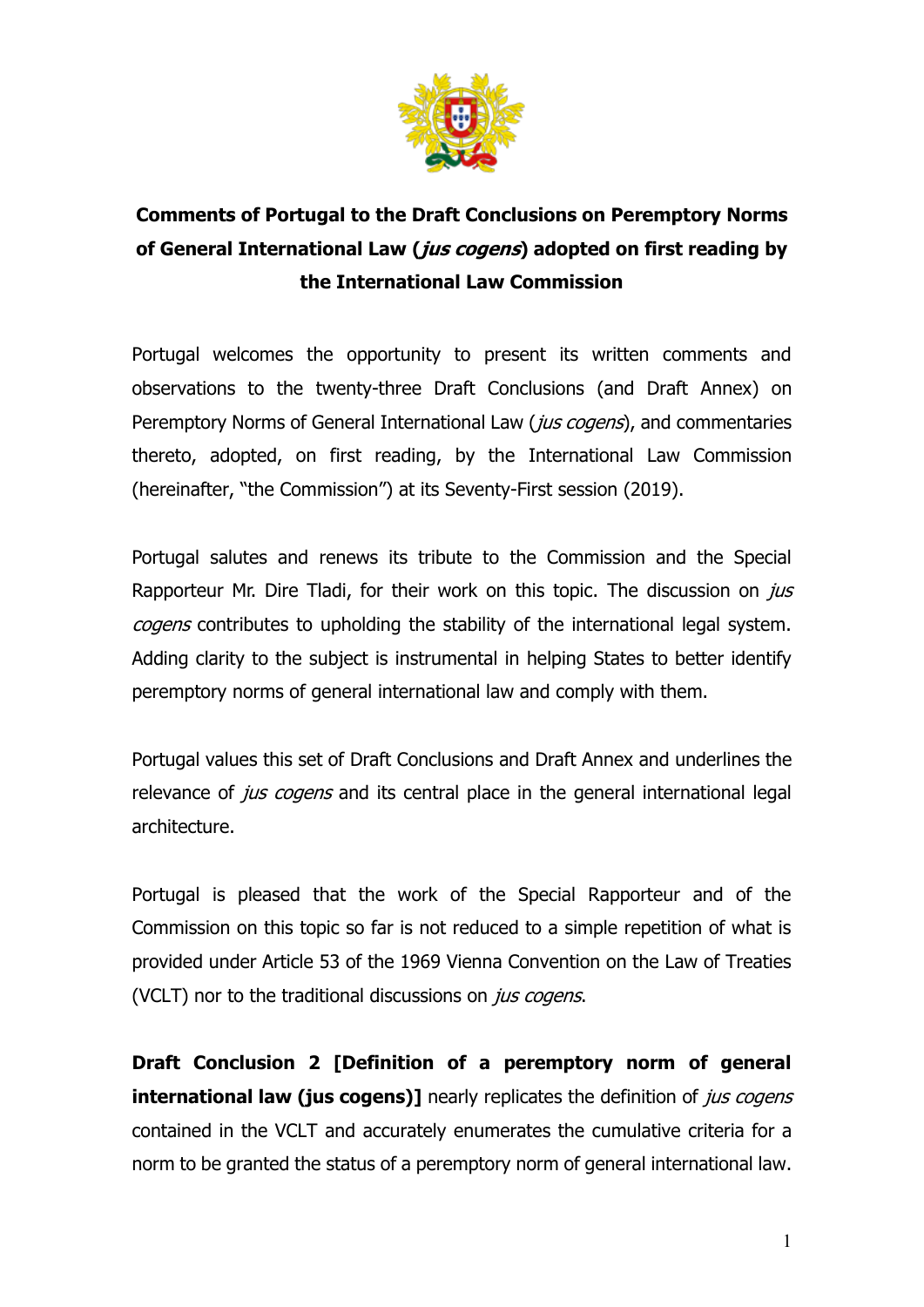# Comments of Portugal to the Draft Conclusions on Peremptory Norms of General International Law (*jus cogens*) adopted on first reading by the International Law Commission

Portugal welcomes the opportunity to present its written comments and observations to the twenty-three Draft Conclusions (and Draft Annex) on Peremptory Norms of General International Law (*jus cogens*), and commentaries thereto, adopted, on first reading, by the International Law Commission (hereinafter, "the Commission") at its Seventy-First session (2019).

Portugal salutes and renews its tribute to the Commission and the Special Rapporteur Mr. Dire Tladi, for their work on this topic. The discussion on *jus cogens* contributes to upholding the stability of the international legal system. Adding clarity to the subject is instrumental in helping States to better identify peremptory norms of general international law and comply with them.

Portugal values this set of Draft Conclusions and Draft Annex and underlines the relevance of *jus cogens* and its central place in the general international legal architecture.

Portugal is pleased that the work of the Special Rapporteur and of the Commission on this topic so far is not reduced to a simple repetition of what is provided under Article 53 of the 1969 Vienna Convention on the Law of Treaties (VCLT) nor to the traditional discussions on *jus cogens*.

**Draft Conclusion 2 [Definition of a peremptory norm of general international law (jus cogens)]** nearly replicates the definition of *jus cogens* contained in the VCLT and accurately enumerates the cumulative criteria for a norm to be granted the status of a peremptory norm of general international law.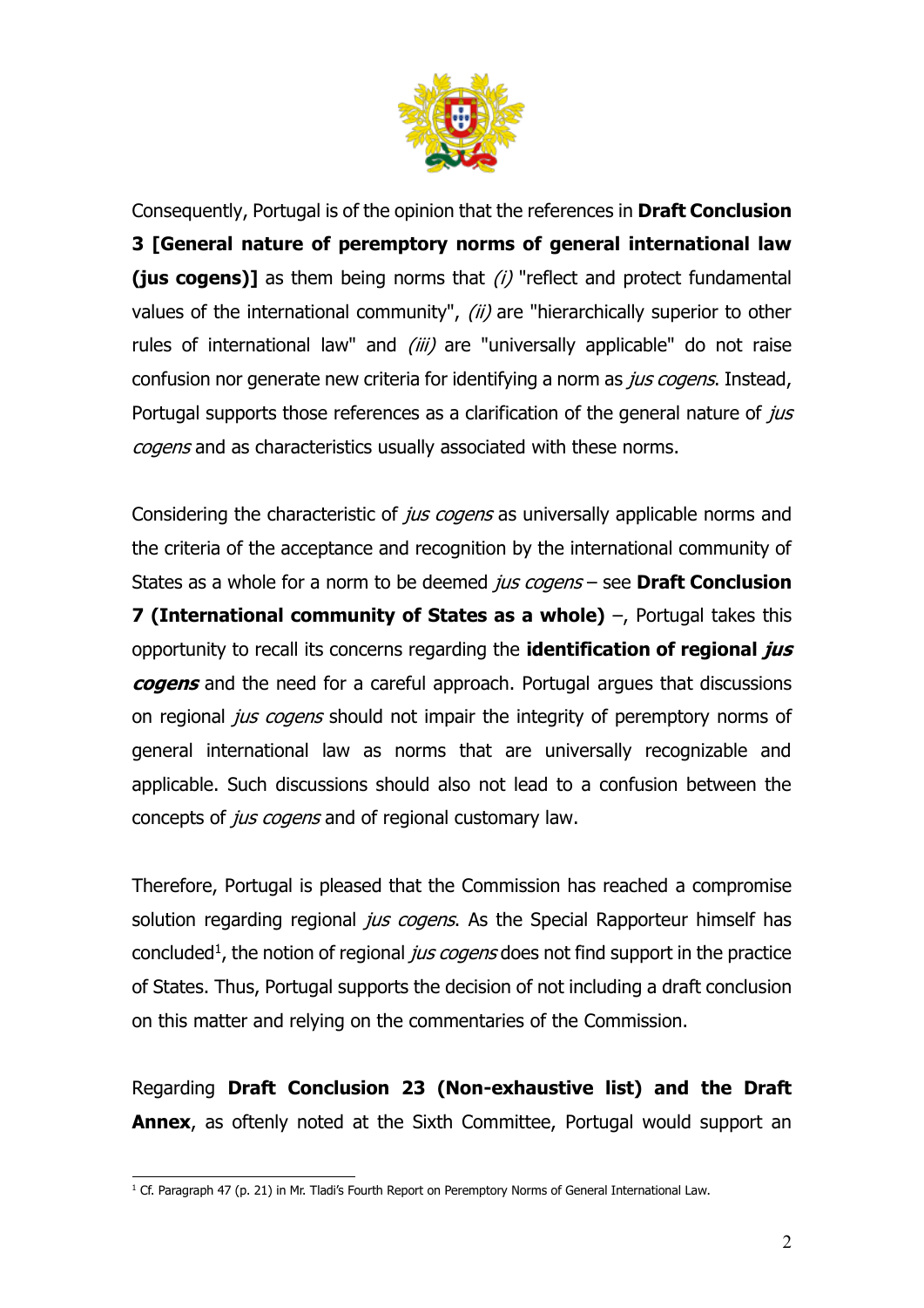Consequently, Portugal is of the opinion that the references in **Draft Conclusion 3 [General nature of peremptory norms of general international law (jus cogens)]** as them being norms that *(i)* "reflect and protect fundamental values of the international community", *(ii)* are "hierarchically superior to other rules of international law" and *(iii)* are "universally applicable" do not raise confusion nor generate new criteria for identifying a norm as *jus cogens*. Instead, Portugal supports those references as a clarification of the general nature of *jus cogens* and as characteristics usually associated with these norms.

Considering the characteristic of *jus cogens* as universally applicable norms and the criteria of the acceptance and recognition by the international community of States as a whole for a norm to be deemed *jus cogens* – see **Draft Conclusion 7 (International community of States as a whole)** –, Portugal takes this opportunity to recall its concerns regarding the **identification of regional *jus cogens*** and the need for a careful approach. Portugal argues that discussions on regional *jus cogens* should not impair the integrity of peremptory norms of general international law as norms that are universally recognizable and applicable. Such discussions should also not lead to a confusion between the concepts of *jus cogens* and of regional customary law.

Therefore, Portugal is pleased that the Commission has reached a compromise solution regarding regional *jus cogens*. As the Special Rapporteur himself has concluded[1], the notion of regional *jus cogens* does not find support in the practice of States. Thus, Portugal supports the decision of not including a draft conclusion on this matter and relying on the commentaries of the Commission.

Regarding **Draft Conclusion 23 (Non-exhaustive list) and the Draft Annex**, as oftenly noted at the Sixth Committee, Portugal would support an

---

[1] Cf. Paragraph 47 (p. 21) in Mr. Tladi's Fourth Report on Peremptory Norms of General International Law.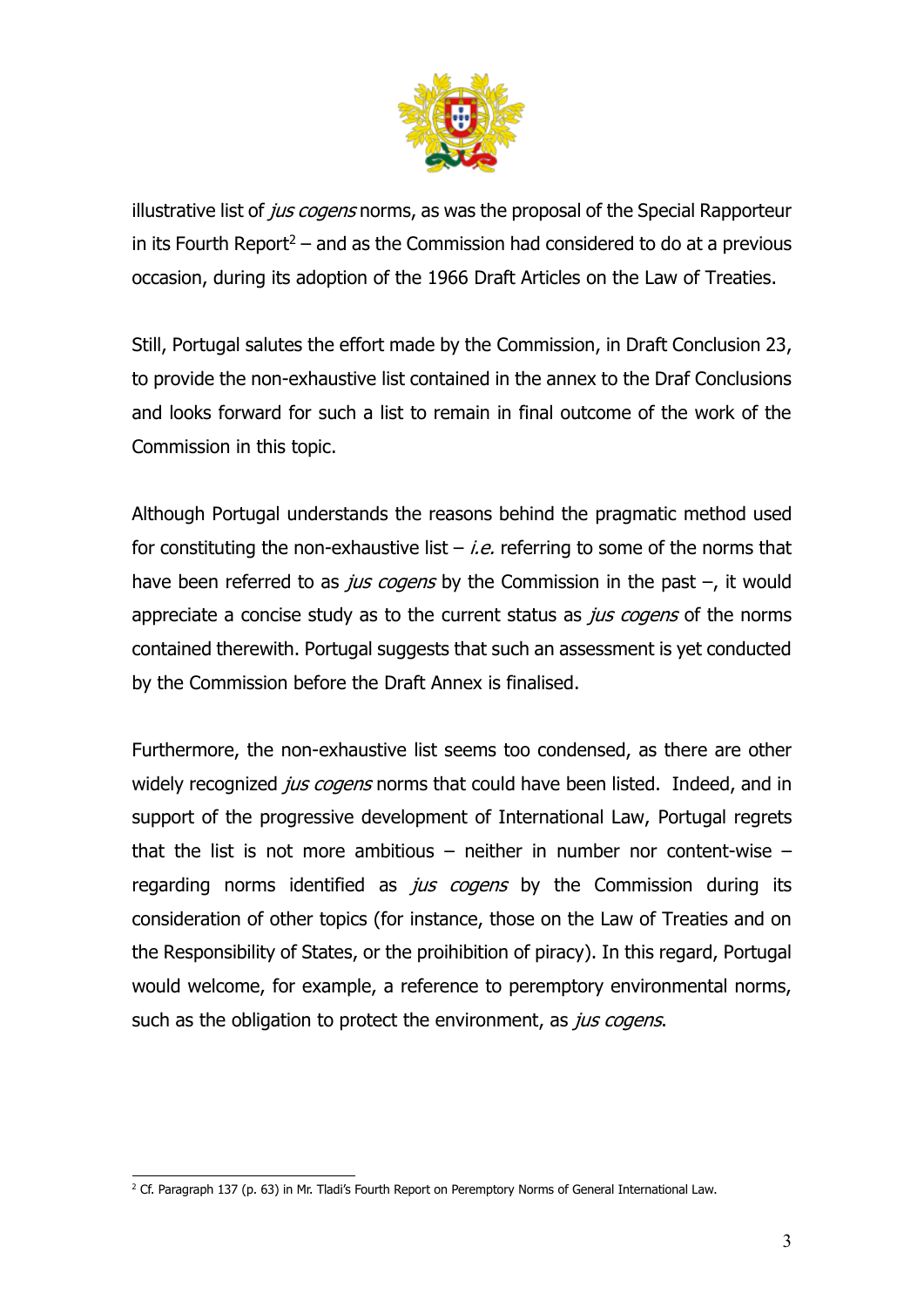illustrative list of *jus cogens* norms, as was the proposal of the Special Rapporteur in its Fourth Report[2] – and as the Commission had considered to do at a previous occasion, during its adoption of the 1966 Draft Articles on the Law of Treaties.

Still, Portugal salutes the effort made by the Commission, in Draft Conclusion 23, to provide the non-exhaustive list contained in the annex to the Draf Conclusions and looks forward for such a list to remain in final outcome of the work of the Commission in this topic.

Although Portugal understands the reasons behind the pragmatic method used for constituting the non-exhaustive list – *i.e.* referring to some of the norms that have been referred to as *jus cogens* by the Commission in the past –, it would appreciate a concise study as to the current status as *jus cogens* of the norms contained therewith. Portugal suggests that such an assessment is yet conducted by the Commission before the Draft Annex is finalised.

Furthermore, the non-exhaustive list seems too condensed, as there are other widely recognized *jus cogens* norms that could have been listed. Indeed, and in support of the progressive development of International Law, Portugal regrets that the list is not more ambitious – neither in number nor content-wise – regarding norms identified as *jus cogens* by the Commission during its consideration of other topics (for instance, those on the Law of Treaties and on the Responsibility of States, or the proihibition of piracy). In this regard, Portugal would welcome, for example, a reference to peremptory environmental norms, such as the obligation to protect the environment, as *jus cogens*.

[2] Cf. Paragraph 137 (p. 63) in Mr. Tladi's Fourth Report on Peremptory Norms of General International Law.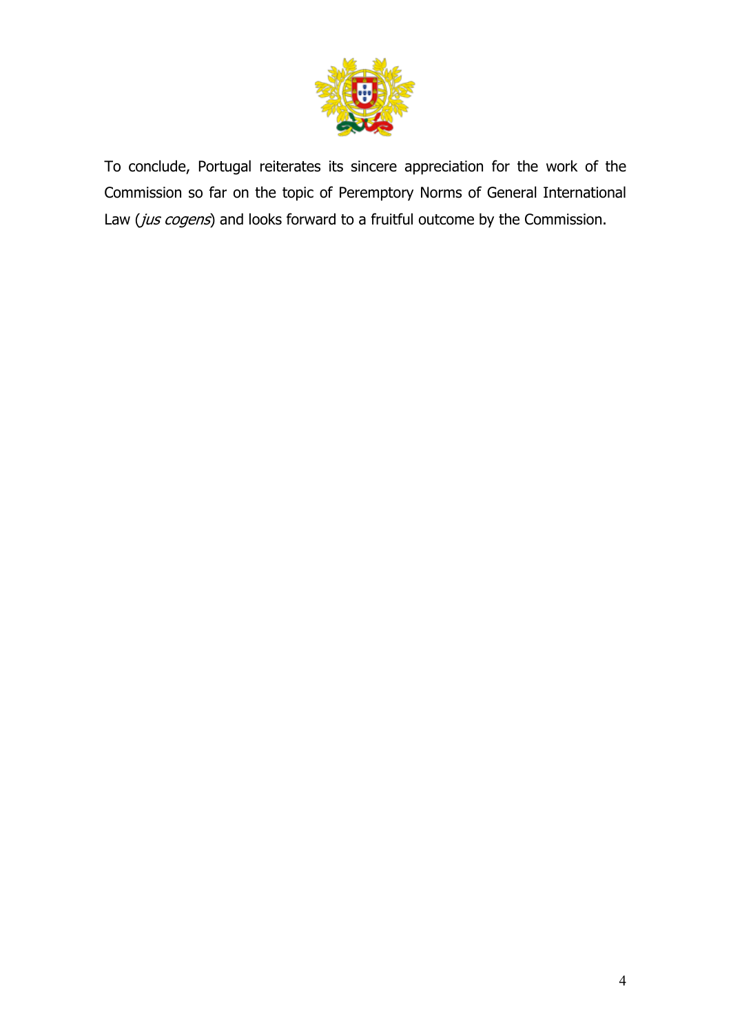To conclude, Portugal reiterates its sincere appreciation for the work of the Commission so far on the topic of Peremptory Norms of General International Law (*jus cogens*) and looks forward to a fruitful outcome by the Commission.